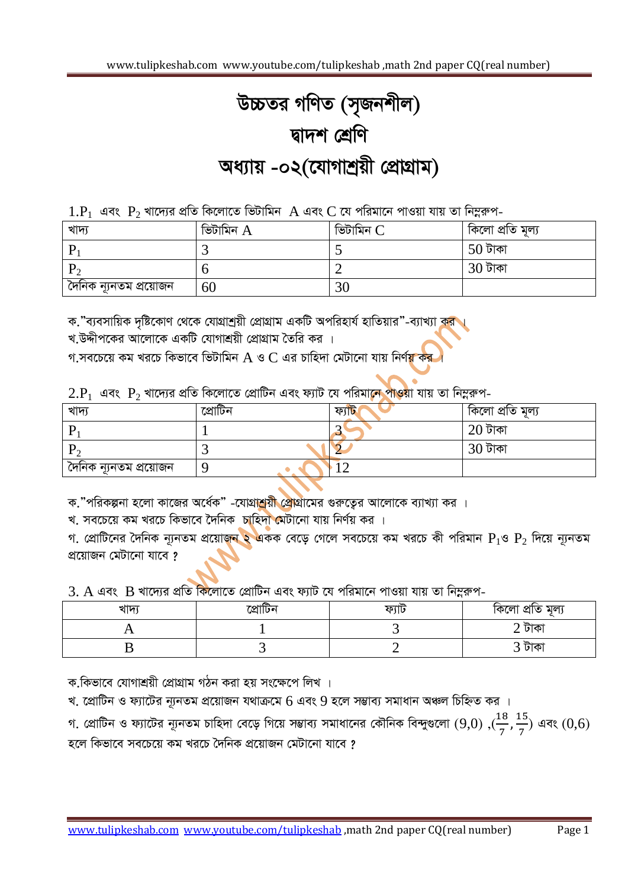# উচ্চতর গণিত (সৃজনশীল)

# দ্বাদশ শ্রেণি

# অধ্যায় -০২(যোগাশ্রয়ী প্রোগ্রাম)

1. $P_1$ এবং $P_2$ খাদ্যের প্রতি কিলোতে ভিটামিন $A$ এবং $C$ যে পরিমানে পাওয়া যায় তা নিম্নরুপ-

| খাদ্য | ভিটামিন $A$ | ভিটামিন $C$ | কিলো প্রতি মূল্য |
|---|---|---|---|
| $P_1$ | 3 | 5 | 50 টাকা |
| $P_2$ | 6 | 2 | 30 টাকা |
| দৈনিক ন্যূনতম প্রয়োজন | 60 | 30 | |

ক."ব্যবসায়িক দৃষ্টিকোণ থেকে যোগাশ্রয়ী প্রোগ্রাম একটি অপরিহার্য হাতিয়ার"-ব্যাখ্যা কর ।

খ.উদ্দীপকের আলোকে একটি যোগাশ্রয়ী প্রোগ্রাম তৈরি কর ।

গ.সবচেয়ে কম খরচে কিভাবে ভিটামিন $A$ ও $C$ এর চাহিদা মেটানো যায় নির্ণয় কর ।

2. $P_1$ এবং $P_2$ খাদ্যের প্রতি কিলোতে প্রোটিন এবং ফ্যাট যে পরিমানে পাওয়া যায় তা নিম্নরুপ-

| খাদ্য | প্রোটিন | ফ্যাট | কিলো প্রতি মূল্য |
|---|---|---|---|
| $P_1$ | 1 | 3 | 20 টাকা |
| $P_2$ | 3 | 2 | 30 টাকা |
| দৈনিক ন্যূনতম প্রয়োজন | 9 | 12 | |

ক."পরিকল্পনা হলো কাজের অর্ধেক" -যোগাশ্রয়ী প্রোগ্রামের গুরুত্বের আলোকে ব্যাখ্যা কর ।

খ. সবচেয়ে কম খরচে কিভাবে দৈনিক চাহিদা মেটানো যায় নির্ণয় কর ।

গ. প্রোটিনের দৈনিক ন্যূনতম প্রয়োজন ২ একক বেড়ে গেলে সবচেয়ে কম খরচে কী পরিমান $P_1$ও $P_2$ দিয়ে ন্যূনতম প্রয়োজন মেটানো যাবে ?

3. $A$ এবং $B$ খাদ্যের প্রতি কিলোতে প্রোটিন এবং ফ্যাট যে পরিমানে পাওয়া যায় তা নিম্নরুপ-

| খাদ্য | প্রোটিন | ফ্যাট | কিলো প্রতি মূল্য |
|---|---|---|---|
| A | 1 | 3 | 2 টাকা |
| B | 3 | 2 | 3 টাকা |

ক.কিভাবে যোগাশ্রয়ী প্রোগ্রাম গঠন করা হয় সংক্ষেপে লিখ ।

খ. প্রোটিন ও ফ্যাটের ন্যূনতম প্রয়োজন যথাক্রমে 6 এবং 9 হলে সম্ভাব্য সমাধান অঞ্চল চিহ্নিত কর ।

গ. প্রোটিন ও ফ্যাটের ন্যূনতম চাহিদা বেড়ে গিয়ে সম্ভাব্য সমাধানের কৌনিক বিন্দুগুলো $(9,0)$ ,$(\frac{18}{7},\frac{15}{7})$ এবং $(0,6)$ হলে কিভাবে সবচেয়ে কম খরচে দৈনিক প্রয়োজন মেটানো যাবে ?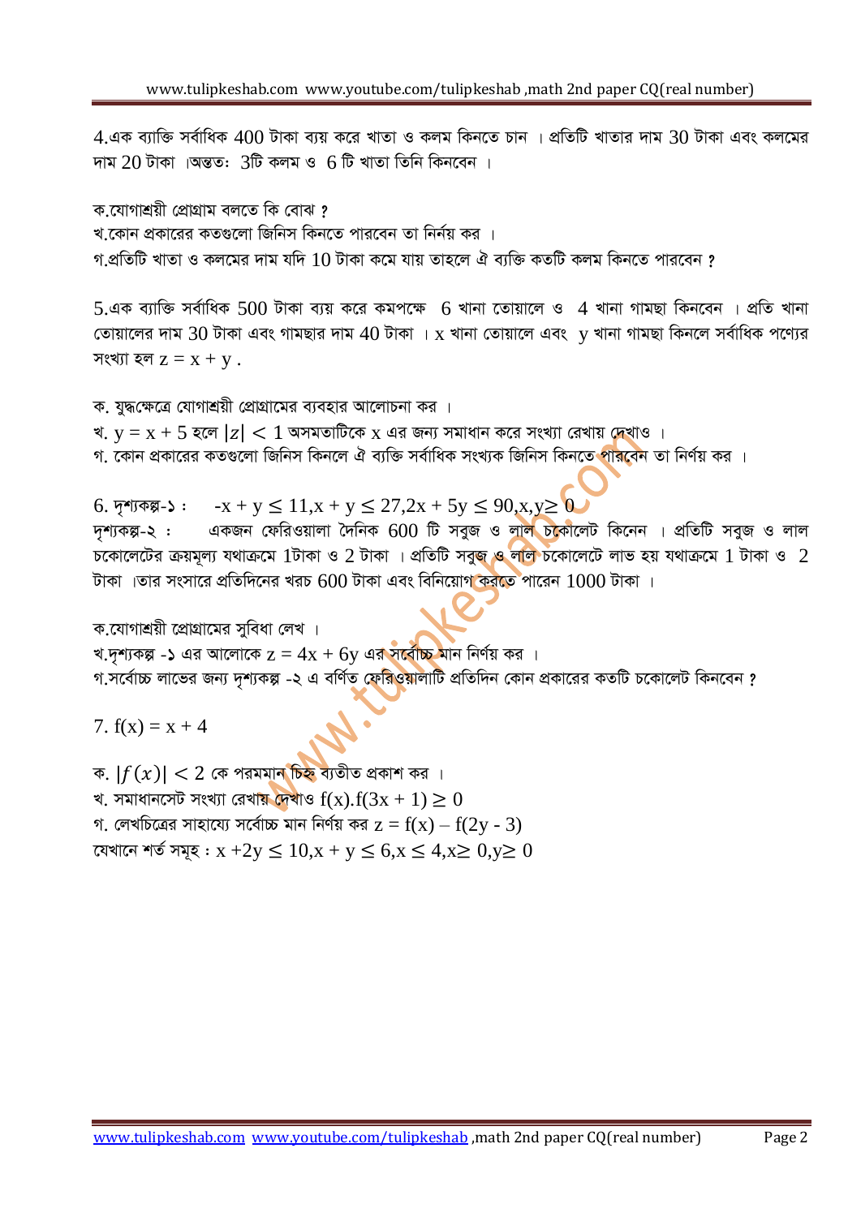4.এক ব্যক্তি সর্বাধিক 400 টাকা ব্যয় করে খাতা ও কলম কিনতে চান । প্রতিটি খাতার দাম 30 টাকা এবং কলমের দাম 20 টাকা ।অন্তত: 3টি কলম ও 6 টি খাতা তিনি কিনবেন ।

ক.যোগাশ্রয়ী প্রোগ্রাম বলতে কি বোঝ ?
খ.কোন প্রকারের কতগুলো জিনিস কিনতে পারবেন তা নির্ণয় কর ।
গ.প্রতিটি খাতা ও কলমের দাম যদি 10 টাকা কমে যায় তাহলে ঐ ব্যক্তি কতটি কলম কিনতে পারবেন ?

5.এক ব্যক্তি সর্বাধিক 500 টাকা ব্যয় করে কমপক্ষে 6 খানা তোয়ালে ও 4 খানা গামছা কিনবেন । প্রতি খানা তোয়ালের দাম 30 টাকা এবং গামছার দাম 40 টাকা । x খানা তোয়ালে এবং y খানা গামছা কিনলে সর্বাধিক পণ্যের সংখ্যা হল $z = x + y$ .

ক. যুদ্ধক্ষেত্রে যোগাশ্রয়ী প্রোগ্রামের ব্যবহার আলোচনা কর ।
খ. $y = x + 5$ হলে $|z| < 1$ অসমতাটিকে x এর জন্য সমাধান করে সংখ্যা রেখায় দেখাও ।
গ. কোন প্রকারের কতগুলো জিনিস কিনলে ঐ ব্যক্তি সর্বাধিক সংখ্যক জিনিস কিনতে পারবেন তা নির্ণয় কর ।

6. দৃশ্যকল্প-১ : $-x + y \leq 11, x + y \leq 27, 2x + 5y \leq 90, x, y \geq 0$
দৃশ্যকল্প-২ : একজন ফেরিওয়ালা দৈনিক 600 টি সবুজ ও লাল চকোলেট কিনেন । প্রতিটি সবুজ ও লাল চকোলেটের ক্রয়মূল্য যথাক্রমে 1টাকা ও 2 টাকা । প্রতিটি সবুজ ও লাল চকোলেটে লাভ হয় যথাক্রমে 1 টাকা ও 2 টাকা ।তার সংসারে প্রতিদিনের খরচ 600 টাকা এবং বিনিয়োগ করতে পারেন 1000 টাকা ।

ক.যোগাশ্রয়ী প্রোগ্রামের সুবিধা লেখ ।
খ.দৃশ্যকল্প -১ এর আলোকে $z = 4x + 6y$ এর সর্বোচ্চ মান নির্ণয় কর ।
গ.সর্বোচ্চ লাভের জন্য দৃশ্যকল্প -২ এ বর্ণিত ফেরিওয়ালাটি প্রতিদিন কোন প্রকারের কতটি চকোলেট কিনবেন ?

7. $f(x) = x + 4$

ক. $|f(x)| < 2$ কে পরমমান চিহ্ন ব্যতীত প্রকাশ কর ।
খ. সমাধানসেট সংখ্যা রেখায় দেখাও $f(x).f(3x + 1) \geq 0$
গ. লেখচিত্রের সাহায্যে সর্বোচ্চ মান নির্ণয় কর $z = f(x) - f(2y - 3)$
যেখানে শর্ত সমূহ : $x + 2y \leq 10, x + y \leq 6, x \leq 4, x \geq 0, y \geq 0$